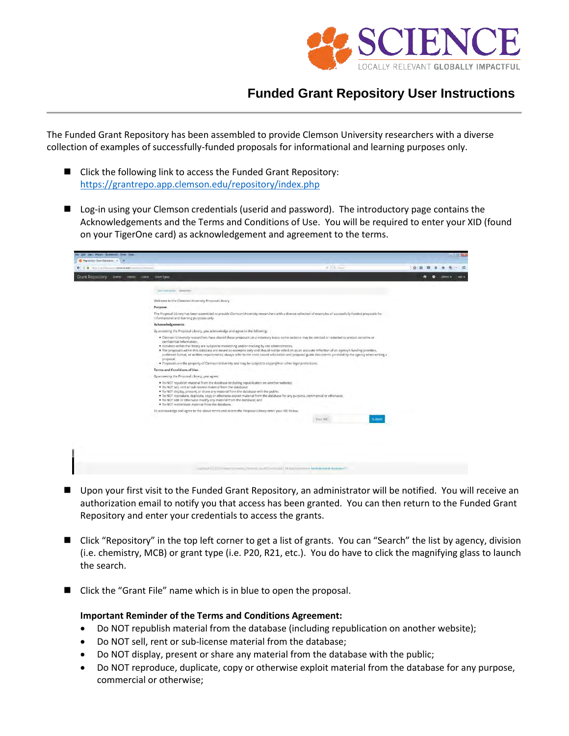# Funded Grant Repository User Instructions

The Funded Grant Repository has been assembled to provide Clemson University researchers with a diverse collection of examples of successfully-funded proposals for informational and learning purposes only.

- Click the following link to access the Funded Grant Repository: https://grantrepo.app.clemson.edu/repository/index.php

- Log-in using your Clemson credentials (userid and password). The introductory page contains the Acknowledgements and the Terms and Conditions of Use. You will be required to enter your XID (found on your TigerOne card) as acknowledgement and agreement to the terms.

- Upon your first visit to the Funded Grant Repository, an administrator will be notified. You will receive an authorization email to notify you that access has been granted. You can then return to the Funded Grant Repository and enter your credentials to access the grants.

- Click "Repository" in the top left corner to get a list of grants. You can "Search" the list by agency, division (i.e. chemistry, MCB) or grant type (i.e. P20, R21, etc.). You do have to click the magnifying glass to launch the search.

- Click the "Grant File" name which is in blue to open the proposal.

**Important Reminder of the Terms and Conditions Agreement:**

- Do NOT republish material from the database (including republication on another website);
- Do NOT sell, rent or sub-license material from the database;
- Do NOT display, present or share any material from the database with the public;
- Do NOT reproduce, duplicate, copy or otherwise exploit material from the database for any purpose, commercial or otherwise;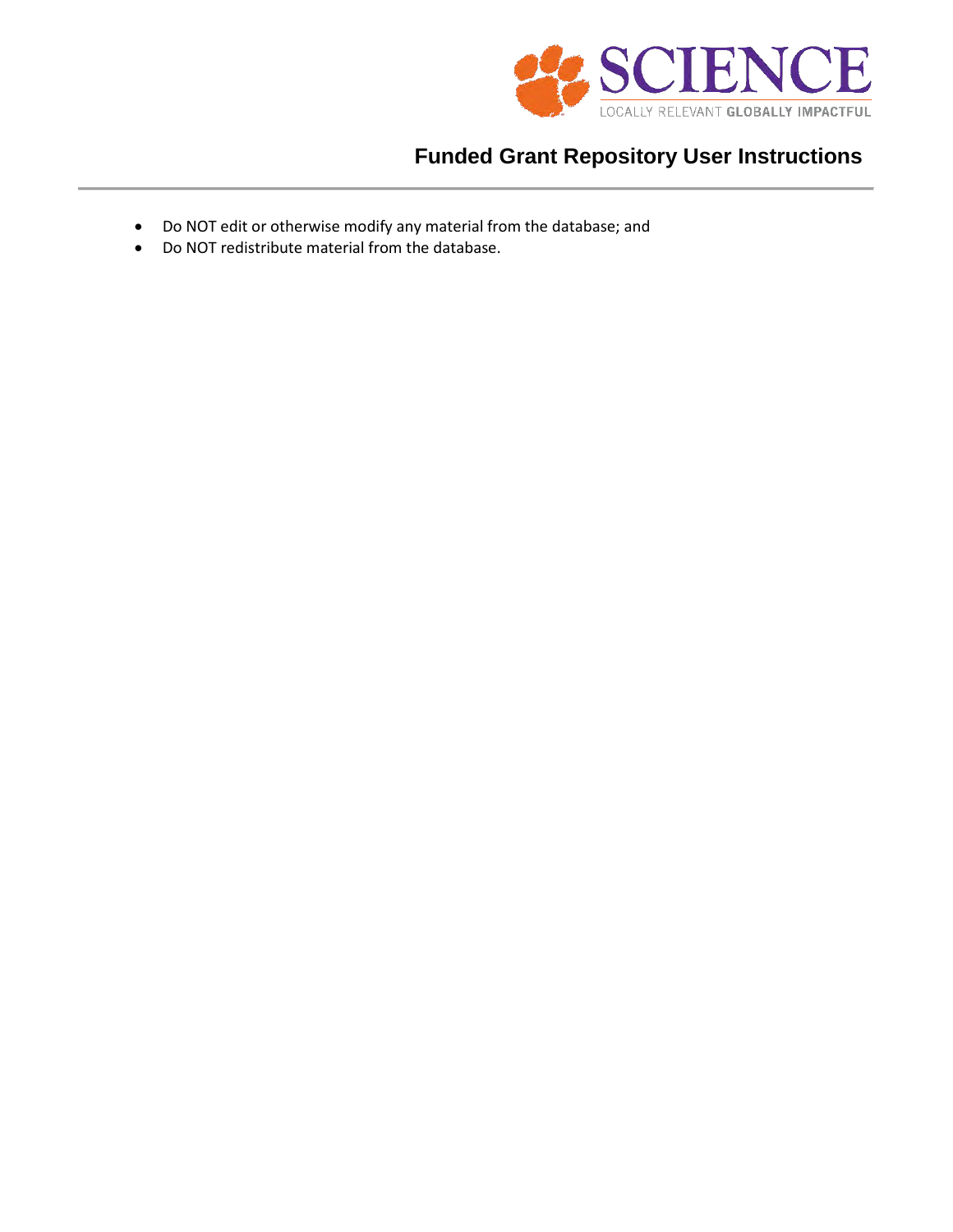- Do NOT edit or otherwise modify any material from the database; and
- Do NOT redistribute material from the database.